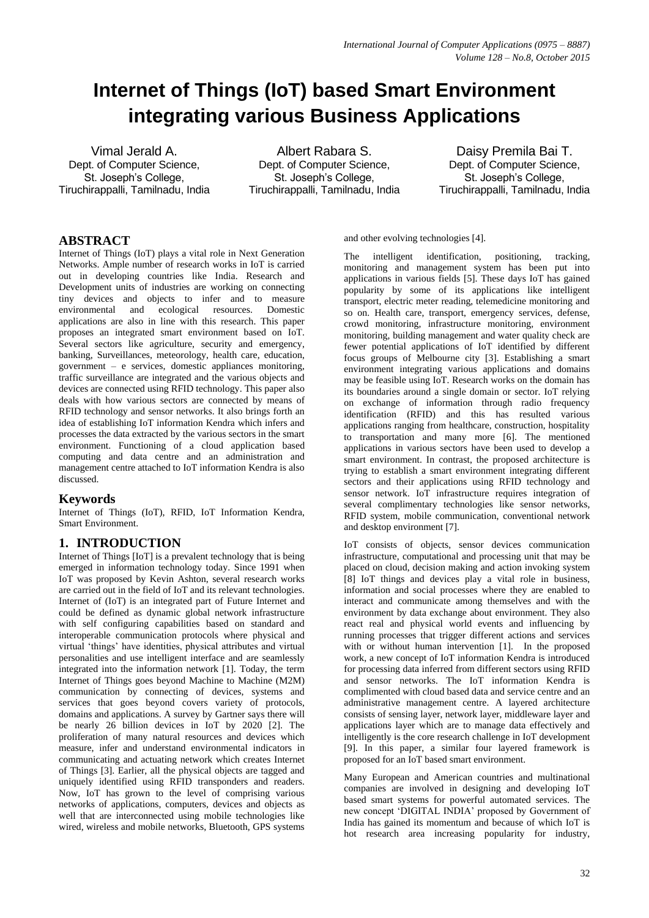# Internet of Things (IoT) based Smart Environment integrating various Business Applications

Vimal Jerald A.
Dept. of Computer Science,
St. Joseph's College,
Tiruchirappalli, Tamilnadu, India

Albert Rabara S.
Dept. of Computer Science,
St. Joseph's College,
Tiruchirappalli, Tamilnadu, India

Daisy Premila Bai T.
Dept. of Computer Science,
St. Joseph's College,
Tiruchirappalli, Tamilnadu, India

## ABSTRACT

Internet of Things (IoT) plays a vital role in Next Generation Networks. Ample number of research works in IoT is carried out in developing countries like India. Research and Development units of industries are working on connecting tiny devices and objects to infer and to measure environmental and ecological resources. Domestic applications are also in line with this research. This paper proposes an integrated smart environment based on IoT. Several sectors like agriculture, security and emergency, banking, Surveillances, meteorology, health care, education, government – e services, domestic appliances monitoring, traffic surveillance are integrated and the various objects and devices are connected using RFID technology. This paper also deals with how various sectors are connected by means of RFID technology and sensor networks. It also brings forth an idea of establishing IoT information Kendra which infers and processes the data extracted by the various sectors in the smart environment. Functioning of a cloud application based computing and data centre and an administration and management centre attached to IoT information Kendra is also discussed.

## Keywords

Internet of Things (IoT), RFID, IoT Information Kendra, Smart Environment.

## 1. INTRODUCTION

Internet of Things [IoT] is a prevalent technology that is being emerged in information technology today. Since 1991 when IoT was proposed by Kevin Ashton, several research works are carried out in the field of IoT and its relevant technologies. Internet of (IoT) is an integrated part of Future Internet and could be defined as dynamic global network infrastructure with self configuring capabilities based on standard and interoperable communication protocols where physical and virtual 'things' have identities, physical attributes and virtual personalities and use intelligent interface and are seamlessly integrated into the information network [1]. Today, the term Internet of Things goes beyond Machine to Machine (M2M) communication by connecting of devices, systems and services that goes beyond covers variety of protocols, domains and applications. A survey by Gartner says there will be nearly 26 billion devices in IoT by 2020 [2]. The proliferation of many natural resources and devices which measure, infer and understand environmental indicators in communicating and actuating network which creates Internet of Things [3]. Earlier, all the physical objects are tagged and uniquely identified using RFID transponders and readers. Now, IoT has grown to the level of comprising various networks of applications, computers, devices and objects as well that are interconnected using mobile technologies like wired, wireless and mobile networks, Bluetooth, GPS systems and other evolving technologies [4].

The intelligent identification, positioning, tracking, monitoring and management system has been put into applications in various fields [5]. These days IoT has gained popularity by some of its applications like intelligent transport, electric meter reading, telemedicine monitoring and so on. Health care, transport, emergency services, defense, crowd monitoring, infrastructure monitoring, environment monitoring, building management and water quality check are fewer potential applications of IoT identified by different focus groups of Melbourne city [3]. Establishing a smart environment integrating various applications and domains may be feasible using IoT. Research works on the domain has its boundaries around a single domain or sector. IoT relying on exchange of information through radio frequency identification (RFID) and this has resulted various applications ranging from healthcare, construction, hospitality to transportation and many more [6]. The mentioned applications in various sectors have been used to develop a smart environment. In contrast, the proposed architecture is trying to establish a smart environment integrating different sectors and their applications using RFID technology and sensor network. IoT infrastructure requires integration of several complimentary technologies like sensor networks, RFID system, mobile communication, conventional network and desktop environment [7].

IoT consists of objects, sensor devices communication infrastructure, computational and processing unit that may be placed on cloud, decision making and action invoking system [8] IoT things and devices play a vital role in business, information and social processes where they are enabled to interact and communicate among themselves and with the environment by data exchange about environment. They also react real and physical world events and influencing by running processes that trigger different actions and services with or without human intervention [1]. In the proposed work, a new concept of IoT information Kendra is introduced for processing data inferred from different sectors using RFID and sensor networks. The IoT information Kendra is complimented with cloud based data and service centre and an administrative management centre. A layered architecture consists of sensing layer, network layer, middleware layer and applications layer which are to manage data effectively and intelligently is the core research challenge in IoT development [9]. In this paper, a similar four layered framework is proposed for an IoT based smart environment.

Many European and American countries and multinational companies are involved in designing and developing IoT based smart systems for powerful automated services. The new concept 'DIGITAL INDIA' proposed by Government of India has gained its momentum and because of which IoT is hot research area increasing popularity for industry,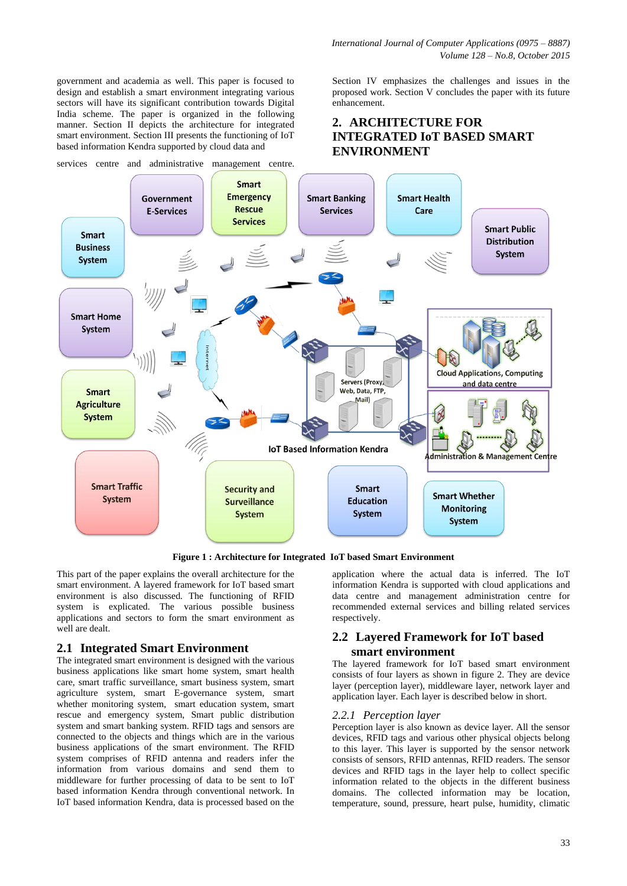government and academia as well. This paper is focused to design and establish a smart environment integrating various sectors will have its significant contribution towards Digital India scheme. The paper is organized in the following manner. Section II depicts the architecture for integrated smart environment. Section III presents the functioning of IoT based information Kendra supported by cloud data and services centre and administrative management centre. Section IV emphasizes the challenges and issues in the proposed work. Section V concludes the paper with its future enhancement.

## 2. ARCHITECTURE FOR INTEGRATED IoT BASED SMART ENVIRONMENT

**Figure 1 : Architecture for Integrated IoT based Smart Environment**

This part of the paper explains the overall architecture for the smart environment. A layered framework for IoT based smart environment is also discussed. The functioning of RFID system is explicated. The various possible business applications and sectors to form the smart environment as well are dealt.

### 2.1 Integrated Smart Environment

The integrated smart environment is designed with the various business applications like smart home system, smart health care, smart traffic surveillance, smart business system, smart agriculture system, smart E-governance system, smart whether monitoring system, smart education system, smart rescue and emergency system, Smart public distribution system and smart banking system. RFID tags and sensors are connected to the objects and things which are in the various business applications of the smart environment. The RFID system comprises of RFID antenna and readers infer the information from various domains and send them to middleware for further processing of data to be sent to IoT based information Kendra through conventional network. In IoT based information Kendra, data is processed based on the application where the actual data is inferred. The IoT information Kendra is supported with cloud applications and data centre and management administration centre for recommended external services and billing related services respectively.

### 2.2 Layered Framework for IoT based smart environment

The layered framework for IoT based smart environment consists of four layers as shown in figure 2. They are device layer (perception layer), middleware layer, network layer and application layer. Each layer is described below in short.

#### *2.2.1 Perception layer*

Perception layer is also known as device layer. All the sensor devices, RFID tags and various other physical objects belong to this layer. This layer is supported by the sensor network consists of sensors, RFID antennas, RFID readers. The sensor devices and RFID tags in the layer help to collect specific information related to the objects in the different business domains. The collected information may be location, temperature, sound, pressure, heart pulse, humidity, climatic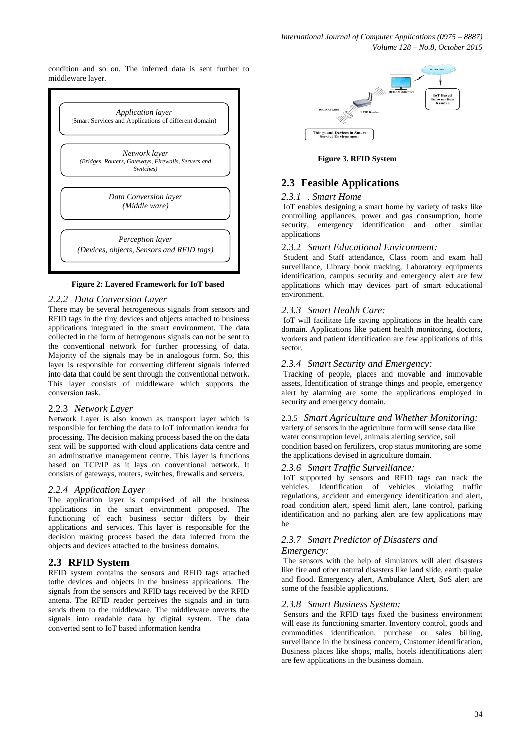condition and so on. The inferred data is sent further to middleware layer.

*Application layer*
(Smart Services and Applications of different domain)

*Network layer*
*(Bridges, Routers, Gateways, Firewalls, Servers and Switches)*

*Data Conversion layer*
*(Middle ware)*

*Perception layer*
*(Devices, objects, Sensors and RFID tags)*

**Figure 2: Layered Framework for IoT based**

### *2.2.2 Data Conversion Layer*

There may be several hetrogeneous signals from sensors and RFID tags in the tiny devices and objects attached to business applications integrated in the smart environment. The data collected in the form of hetrogenious signals can not be sent to the conventional network for further processing of data. Majority of the signals may be in analogous form. So, this layer is responsible for converting different signals inferred into data that could be sent through the conventional network. This layer consists of middleware which supports the conversion task.

### 2.2.3 *Network Layer*

Network Layer is also known as transport layer which is responsible for fetching the data to IoT information kendra for processing. The decision making process based the on the data sent will be supported with cloud applications data centre and an adminstrative management centre. This layer is functions based on TCP/IP as it lays on conventional network. It consists of gateways, routers, switches, firewalls and servers.

### *2.2.4 Application Layer*

The application layer is comprised of all the business applications in the smart environment proposed. The functioning of each business sector differs by their applications and services. This layer is responsible for the decision making process based the data inferred from the objects and devices attached to the business domains.

## 2.3 RFID System

RFID system contains the sensors and RFID tags attached tothe devices and objects in the business applications. The signals from the sensors and RFID tags received by the RFID antena. The RFID reader perceives the signals and in turn sends them to the middleware. The middleware onverts the signals into readable data by digital system. The data converted sent to IoT based information kendra

Internet
RFID Middleware
IoT Based Information Kendra
RFID Antenna
RFID Reader
Things and Devices in Smart Service Environment

**Figure 3. RFID System**

## 2.3 Feasible Applications

### *2.3.1 . Smart Home*

IoT enables designing a smart home by variety of tasks like controlling appliances, power and gas consumption, home security, emergency identification and other similar applications

### 2.3.2 *Smart Educational Environment:*

Student and Staff attendance, Class room and exam hall surveillance, Library book tracking, Laboratory equipments identification, campus security and emergency alert are few applications which may devices part of smart educational environment.

### *2.3.3 Smart Health Care:*

IoT will facilitate life saving applications in the health care domain. Applications like patient health monitoring, doctors, workers and patient identification are few applications of this sector.

### *2.3.4 Smart Security and Emergency:*

Tracking of people, places and movable and immovable assets, Identification of strange things and people, emergency alert by alarming are some the applications employed in security and emergency domain.

### 2.3.5 *Smart Agriculture and Whether Monitoring:*

variety of sensors in the agriculture form will sense data like water consumption level, animals alerting service, soil condition based on fertilizers, crop status monitoring are some the applications devised in agriculture domain.

### *2.3.6 Smart Traffic Surveillance:*

IoT supported by sensors and RFID tags can track the vehicles. Identification of vehicles violating traffic regulations, accident and emergency identification and alert, road condition alert, speed limit alert, lane control, parking identification and no parking alert are few applications may be

### *2.3.7 Smart Predictor of Disasters and Emergency:*

The sensors with the help of simulators will alert disasters like fire and other natural disasters like land slide, earth quake and flood. Emergency alert, Ambulance Alert, SoS alert are some of the feasible applications.

### *2.3.8 Smart Business System:*

Sensors and the RFID tags fixed the business environment will ease its functioning smarter. Inventory control, goods and commodities identification, purchase or sales billing, surveillance in the business concern, Customer identification, Business places like shops, malls, hotels identifications alert are few applications in the business domain.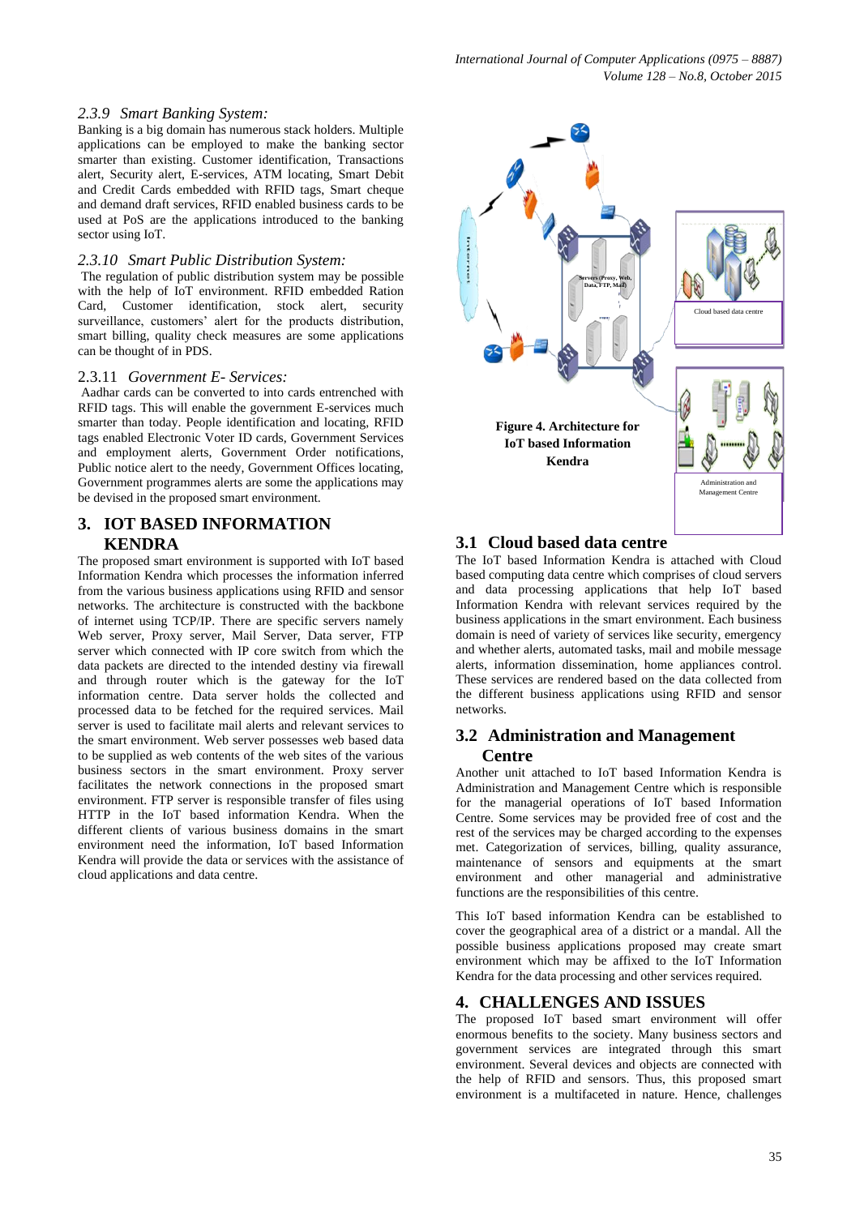### *2.3.9 Smart Banking System:*

Banking is a big domain has numerous stack holders. Multiple applications can be employed to make the banking sector smarter than existing. Customer identification, Transactions alert, Security alert, E-services, ATM locating, Smart Debit and Credit Cards embedded with RFID tags, Smart cheque and demand draft services, RFID enabled business cards to be used at PoS are the applications introduced to the banking sector using IoT.

### *2.3.10 Smart Public Distribution System:*

The regulation of public distribution system may be possible with the help of IoT environment. RFID embedded Ration Card, Customer identification, stock alert, security surveillance, customers' alert for the products distribution, smart billing, quality check measures are some applications can be thought of in PDS.

### 2.3.11 *Government E- Services:*

Aadhar cards can be converted to into cards entrenched with RFID tags. This will enable the government E-services much smarter than today. People identification and locating, RFID tags enabled Electronic Voter ID cards, Government Services and employment alerts, Government Order notifications, Public notice alert to the needy, Government Offices locating, Government programmes alerts are some the applications may be devised in the proposed smart environment.

## 3. IOT BASED INFORMATION KENDRA

The proposed smart environment is supported with IoT based Information Kendra which processes the information inferred from the various business applications using RFID and sensor networks. The architecture is constructed with the backbone of internet using TCP/IP. There are specific servers namely Web server, Proxy server, Mail Server, Data server, FTP server which connected with IP core switch from which the data packets are directed to the intended destiny via firewall and through router which is the gateway for the IoT information centre. Data server holds the collected and processed data to be fetched for the required services. Mail server is used to facilitate mail alerts and relevant services to the smart environment. Web server possesses web based data to be supplied as web contents of the web sites of the various business sectors in the smart environment. Proxy server facilitates the network connections in the proposed smart environment. FTP server is responsible transfer of files using HTTP in the IoT based information Kendra. When the different clients of various business domains in the smart environment need the information, IoT based Information Kendra will provide the data or services with the assistance of cloud applications and data centre.

**Figure 4. Architecture for IoT based Information Kendra**

### 3.1 Cloud based data centre

The IoT based Information Kendra is attached with Cloud based computing data centre which comprises of cloud servers and data processing applications that help IoT based Information Kendra with relevant services required by the business applications in the smart environment. Each business domain is need of variety of services like security, emergency and whether alerts, automated tasks, mail and mobile message alerts, information dissemination, home appliances control. These services are rendered based on the data collected from the different business applications using RFID and sensor networks.

### 3.2 Administration and Management Centre

Another unit attached to IoT based Information Kendra is Administration and Management Centre which is responsible for the managerial operations of IoT based Information Centre. Some services may be provided free of cost and the rest of the services may be charged according to the expenses met. Categorization of services, billing, quality assurance, maintenance of sensors and equipments at the smart environment and other managerial and administrative functions are the responsibilities of this centre.

This IoT based information Kendra can be established to cover the geographical area of a district or a mandal. All the possible business applications proposed may create smart environment which may be affixed to the IoT Information Kendra for the data processing and other services required.

## 4. CHALLENGES AND ISSUES

The proposed IoT based smart environment will offer enormous benefits to the society. Many business sectors and government services are integrated through this smart environment. Several devices and objects are connected with the help of RFID and sensors. Thus, this proposed smart environment is a multifaceted in nature. Hence, challenges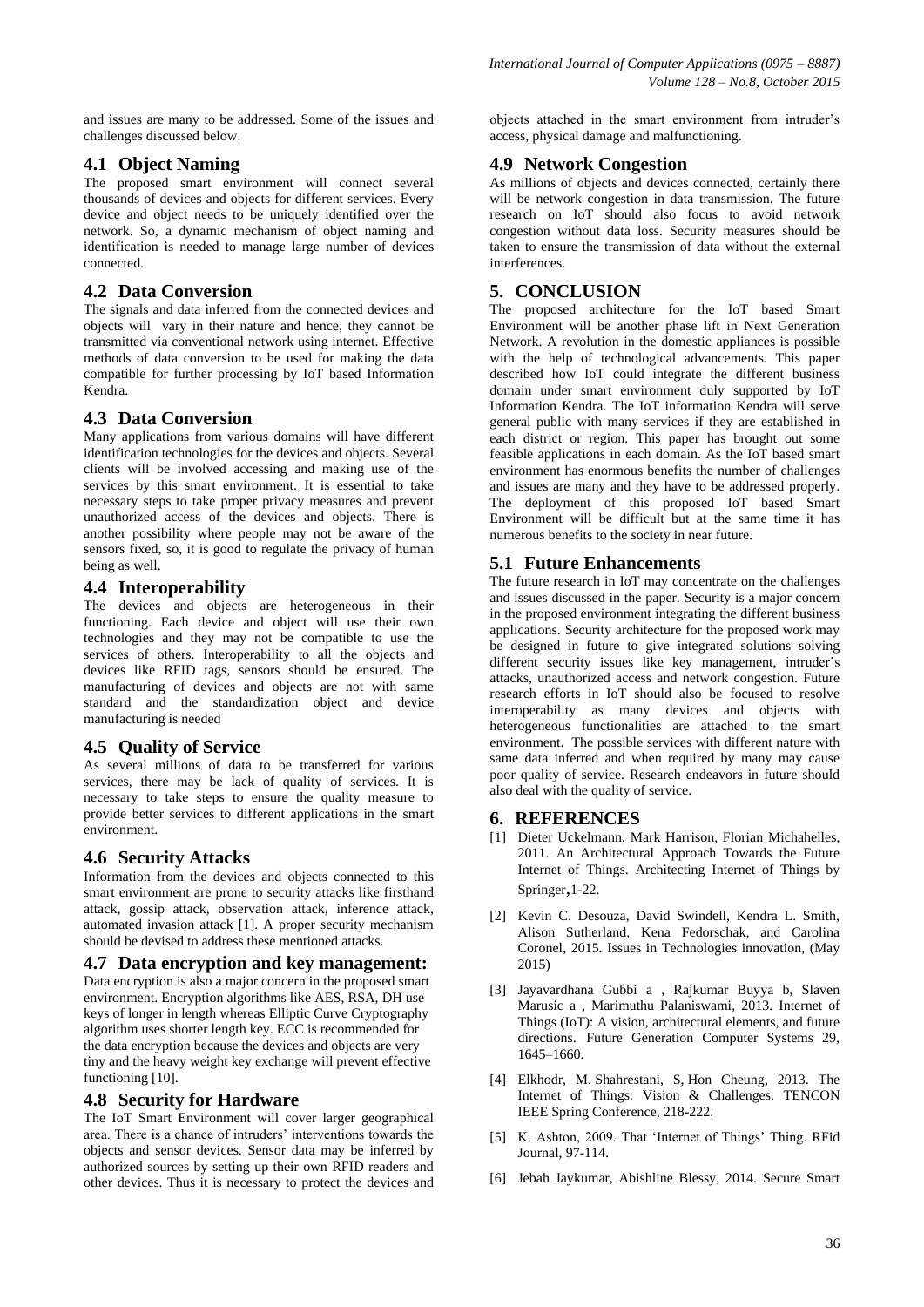and issues are many to be addressed. Some of the issues and challenges discussed below.

## 4.1 Object Naming

The proposed smart environment will connect several thousands of devices and objects for different services. Every device and object needs to be uniquely identified over the network. So, a dynamic mechanism of object naming and identification is needed to manage large number of devices connected.

## 4.2 Data Conversion

The signals and data inferred from the connected devices and objects will vary in their nature and hence, they cannot be transmitted via conventional network using internet. Effective methods of data conversion to be used for making the data compatible for further processing by IoT based Information Kendra.

## 4.3 Data Conversion

Many applications from various domains will have different identification technologies for the devices and objects. Several clients will be involved accessing and making use of the services by this smart environment. It is essential to take necessary steps to take proper privacy measures and prevent unauthorized access of the devices and objects. There is another possibility where people may not be aware of the sensors fixed, so, it is good to regulate the privacy of human being as well.

## 4.4 Interoperability

The devices and objects are heterogeneous in their functioning. Each device and object will use their own technologies and they may not be compatible to use the services of others. Interoperability to all the objects and devices like RFID tags, sensors should be ensured. The manufacturing of devices and objects are not with same standard and the standardization object and device manufacturing is needed

## 4.5 Quality of Service

As several millions of data to be transferred for various services, there may be lack of quality of services. It is necessary to take steps to ensure the quality measure to provide better services to different applications in the smart environment.

## 4.6 Security Attacks

Information from the devices and objects connected to this smart environment are prone to security attacks like firsthand attack, gossip attack, observation attack, inference attack, automated invasion attack [1]. A proper security mechanism should be devised to address these mentioned attacks.

## 4.7 Data encryption and key management:

Data encryption is also a major concern in the proposed smart environment. Encryption algorithms like AES, RSA, DH use keys of longer in length whereas Elliptic Curve Cryptography algorithm uses shorter length key. ECC is recommended for the data encryption because the devices and objects are very tiny and the heavy weight key exchange will prevent effective functioning [10].

## 4.8 Security for Hardware

The IoT Smart Environment will cover larger geographical area. There is a chance of intruders' interventions towards the objects and sensor devices. Sensor data may be inferred by authorized sources by setting up their own RFID readers and other devices. Thus it is necessary to protect the devices and objects attached in the smart environment from intruder's access, physical damage and malfunctioning.

## 4.9 Network Congestion

As millions of objects and devices connected, certainly there will be network congestion in data transmission. The future research on IoT should also focus to avoid network congestion without data loss. Security measures should be taken to ensure the transmission of data without the external interferences.

# 5. CONCLUSION

The proposed architecture for the IoT based Smart Environment will be another phase lift in Next Generation Network. A revolution in the domestic appliances is possible with the help of technological advancements. This paper described how IoT could integrate the different business domain under smart environment duly supported by IoT Information Kendra. The IoT information Kendra will serve general public with many services if they are established in each district or region. This paper has brought out some feasible applications in each domain. As the IoT based smart environment has enormous benefits the number of challenges and issues are many and they have to be addressed properly. The deployment of this proposed IoT based Smart Environment will be difficult but at the same time it has numerous benefits to the society in near future.

## 5.1 Future Enhancements

The future research in IoT may concentrate on the challenges and issues discussed in the paper. Security is a major concern in the proposed environment integrating the different business applications. Security architecture for the proposed work may be designed in future to give integrated solutions solving different security issues like key management, intruder's attacks, unauthorized access and network congestion. Future research efforts in IoT should also be focused to resolve interoperability as many devices and objects with heterogeneous functionalities are attached to the smart environment. The possible services with different nature with same data inferred and when required by many may cause poor quality of service. Research endeavors in future should also deal with the quality of service.

# 6. REFERENCES

[1] Dieter Uckelmann, Mark Harrison, Florian Michahelles, 2011. An Architectural Approach Towards the Future Internet of Things. Architecting Internet of Things by Springer,1-22.

[2] Kevin C. Desouza, David Swindell, Kendra L. Smith, Alison Sutherland, Kena Fedorschak, and Carolina Coronel, 2015. Issues in Technologies innovation, (May 2015)

[3] Jayavardhana Gubbi a , Rajkumar Buyya b, Slaven Marusic a , Marimuthu Palaniswami, 2013. Internet of Things (IoT): A vision, architectural elements, and future directions. Future Generation Computer Systems 29, 1645–1660.

[4] Elkhodr, M. Shahrestani, S, Hon Cheung, 2013. The Internet of Things: Vision & Challenges. TENCON IEEE Spring Conference, 218-222.

[5] K. Ashton, 2009. That 'Internet of Things' Thing. RFid Journal, 97-114.

[6] Jebah Jaykumar, Abishline Blessy, 2014. Secure Smart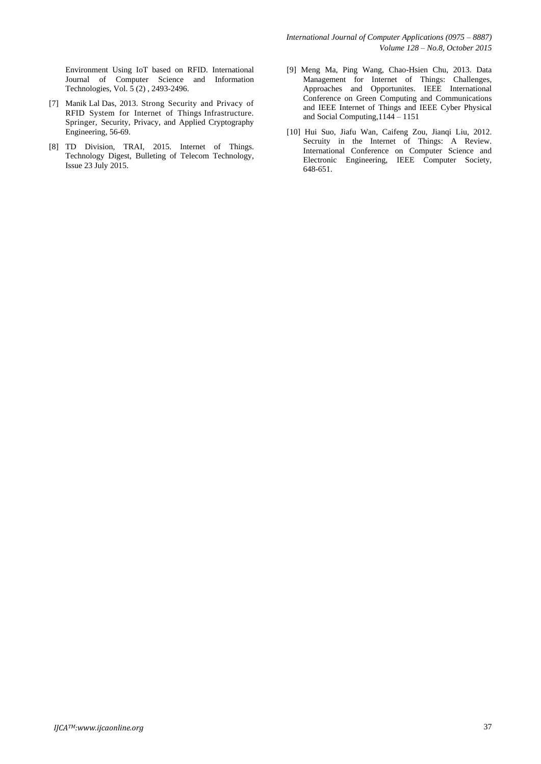Environment Using IoT based on RFID. International Journal of Computer Science and Information Technologies, Vol. 5 (2) , 2493-2496.

[7] Manik Lal Das, 2013. Strong Security and Privacy of RFID System for Internet of Things Infrastructure. Springer, Security, Privacy, and Applied Cryptography Engineering, 56-69.

[8] TD Division, TRAI, 2015. Internet of Things. Technology Digest, Bulleting of Telecom Technology, Issue 23 July 2015.

[9] Meng Ma, Ping Wang, Chao-Hsien Chu, 2013. Data Management for Internet of Things: Challenges, Approaches and Opportunites. IEEE International Conference on Green Computing and Communications and IEEE Internet of Things and IEEE Cyber Physical and Social Computing,1144 – 1151

[10] Hui Suo, Jiafu Wan, Caifeng Zou, Jianqi Liu, 2012. Secruity in the Internet of Things: A Review. International Conference on Computer Science and Electronic Engineering, IEEE Computer Society, 648-651.